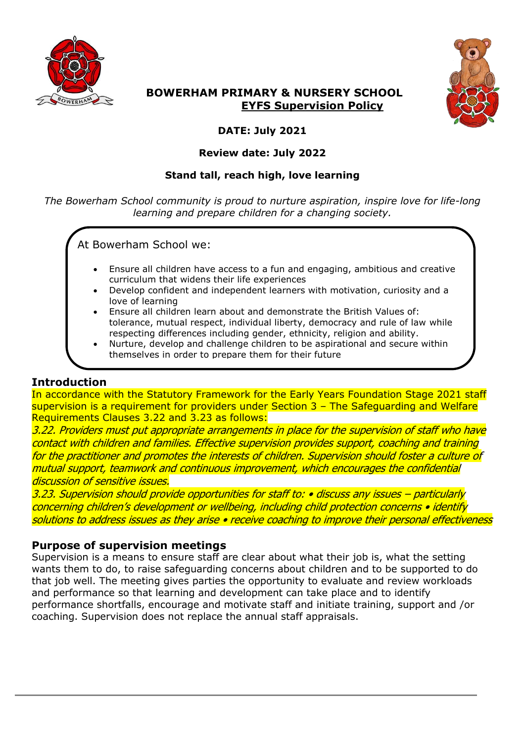# BOWERHAM PRIMARY & NURSERY SCHOOL

## EYFS Supervision Policy

**DATE: July 2021**

**Review date: July 2022**

**Stand tall, reach high, love learning**

*The Bowerham School community is proud to nurture aspiration, inspire love for life-long learning and prepare children for a changing society.*

At Bowerham School we:

- Ensure all children have access to a fun and engaging, ambitious and creative curriculum that widens their life experiences
- Develop confident and independent learners with motivation, curiosity and a love of learning
- Ensure all children learn about and demonstrate the British Values of: tolerance, mutual respect, individual liberty, democracy and rule of law while respecting differences including gender, ethnicity, religion and ability.
- Nurture, develop and challenge children to be aspirational and secure within themselves in order to prepare them for their future

### Introduction

In accordance with the Statutory Framework for the Early Years Foundation Stage 2021 staff supervision is a requirement for providers under Section 3 – The Safeguarding and Welfare Requirements Clauses 3.22 and 3.23 as follows:

*3.22. Providers must put appropriate arrangements in place for the supervision of staff who have contact with children and families. Effective supervision provides support, coaching and training for the practitioner and promotes the interests of children. Supervision should foster a culture of mutual support, teamwork and continuous improvement, which encourages the confidential discussion of sensitive issues.*

*3.23. Supervision should provide opportunities for staff to: • discuss any issues – particularly concerning children's development or wellbeing, including child protection concerns • identify solutions to address issues as they arise • receive coaching to improve their personal effectiveness*

### Purpose of supervision meetings

Supervision is a means to ensure staff are clear about what their job is, what the setting wants them to do, to raise safeguarding concerns about children and to be supported to do that job well. The meeting gives parties the opportunity to evaluate and review workloads and performance so that learning and development can take place and to identify performance shortfalls, encourage and motivate staff and initiate training, support and /or coaching. Supervision does not replace the annual staff appraisals.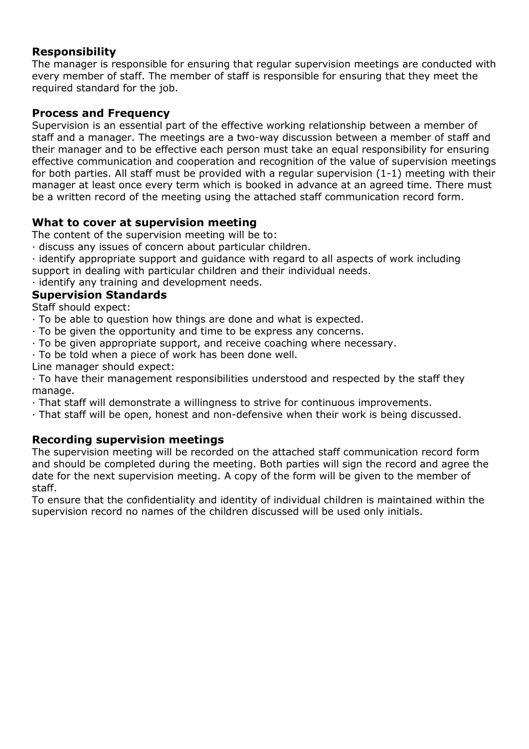## Responsibility

The manager is responsible for ensuring that regular supervision meetings are conducted with every member of staff. The member of staff is responsible for ensuring that they meet the required standard for the job.

## Process and Frequency

Supervision is an essential part of the effective working relationship between a member of staff and a manager. The meetings are a two-way discussion between a member of staff and their manager and to be effective each person must take an equal responsibility for ensuring effective communication and cooperation and recognition of the value of supervision meetings for both parties. All staff must be provided with a regular supervision (1-1) meeting with their manager at least once every term which is booked in advance at an agreed time. There must be a written record of the meeting using the attached staff communication record form.

## What to cover at supervision meeting

The content of the supervision meeting will be to:

- discuss any issues of concern about particular children.
- identify appropriate support and guidance with regard to all aspects of work including support in dealing with particular children and their individual needs.
- identify any training and development needs.

## Supervision Standards

Staff should expect:

- To be able to question how things are done and what is expected.
- To be given the opportunity and time to be express any concerns.
- To be given appropriate support, and receive coaching where necessary.
- To be told when a piece of work has been done well.

Line manager should expect:

- To have their management responsibilities understood and respected by the staff they manage.
- That staff will demonstrate a willingness to strive for continuous improvements.
- That staff will be open, honest and non-defensive when their work is being discussed.

## Recording supervision meetings

The supervision meeting will be recorded on the attached staff communication record form and should be completed during the meeting. Both parties will sign the record and agree the date for the next supervision meeting. A copy of the form will be given to the member of staff.

To ensure that the confidentiality and identity of individual children is maintained within the supervision record no names of the children discussed will be used only initials.